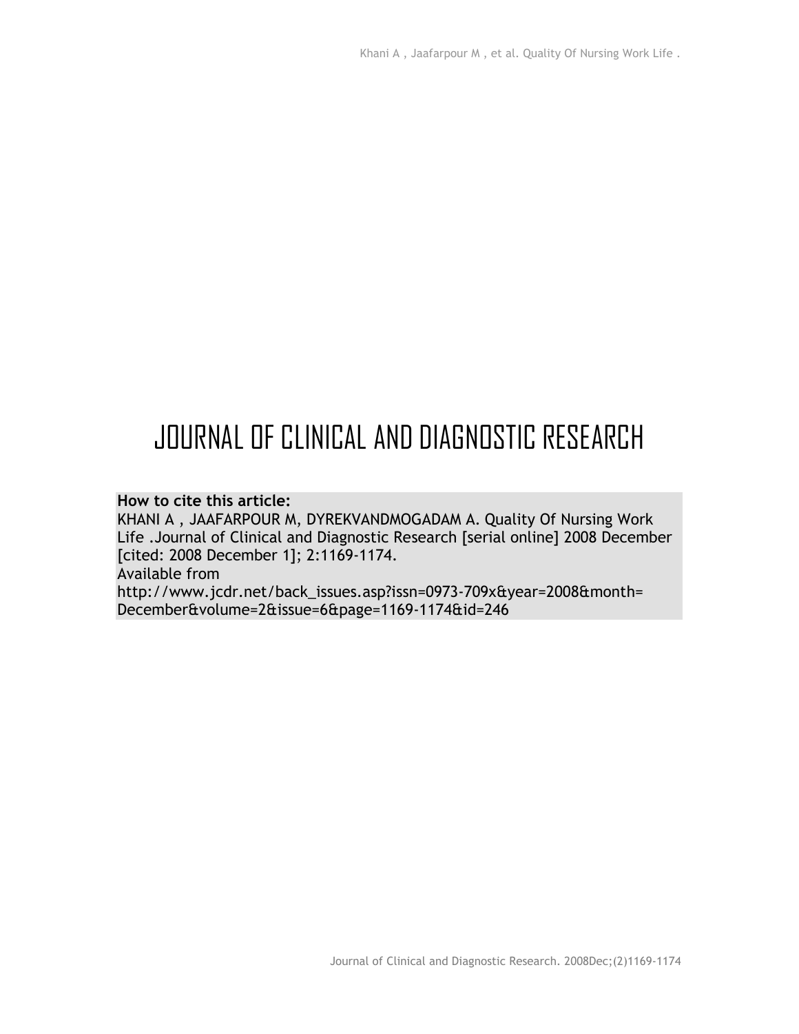# JOURNAL OF CLINICAL AND DIAGNOSTIC RESEARCH

**How to cite this article:**
KHANI A , JAAFARPOUR M, DYREKVANDMOGADAM A. Quality Of Nursing Work Life .Journal of Clinical and Diagnostic Research [serial online] 2008 December [cited: 2008 December 1]; 2:1169-1174.
Available from
http://www.jcdr.net/back_issues.asp?issn=0973-709x&year=2008&month=December&volume=2&issue=6&page=1169-1174&id=246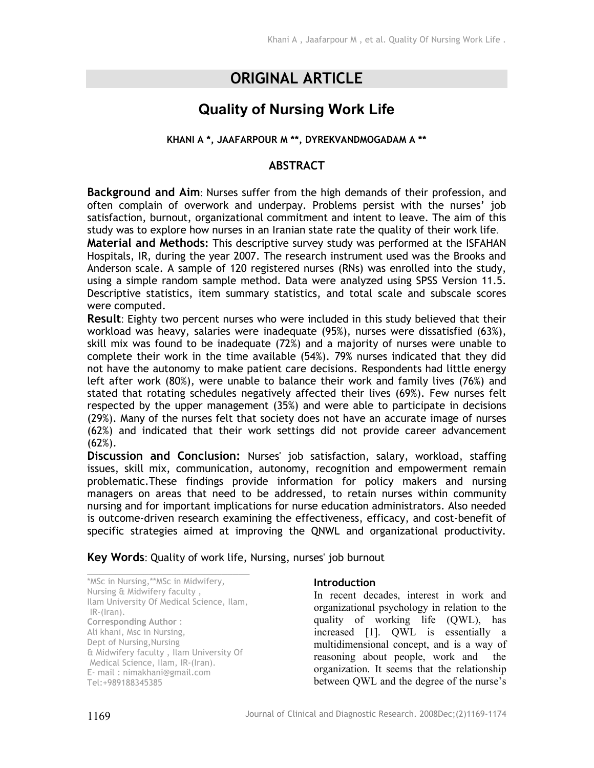# ORIGINAL ARTICLE

## Quality of Nursing Work Life

**KHANI A *, JAAFARPOUR M **, DYREKVANDMOGADAM A ****

### ABSTRACT

**Background and Aim**: Nurses suffer from the high demands of their profession, and often complain of overwork and underpay. Problems persist with the nurses' job satisfaction, burnout, organizational commitment and intent to leave. The aim of this study was to explore how nurses in an Iranian state rate the quality of their work life.

**Material and Methods:** This descriptive survey study was performed at the ISFAHAN Hospitals, IR, during the year 2007. The research instrument used was the Brooks and Anderson scale. A sample of 120 registered nurses (RNs) was enrolled into the study, using a simple random sample method. Data were analyzed using SPSS Version 11.5. Descriptive statistics, item summary statistics, and total scale and subscale scores were computed.

**Result**: Eighty two percent nurses who were included in this study believed that their workload was heavy, salaries were inadequate (95%), nurses were dissatisfied (63%), skill mix was found to be inadequate (72%) and a majority of nurses were unable to complete their work in the time available (54%). 79% nurses indicated that they did not have the autonomy to make patient care decisions. Respondents had little energy left after work (80%), were unable to balance their work and family lives (76%) and stated that rotating schedules negatively affected their lives (69%). Few nurses felt respected by the upper management (35%) and were able to participate in decisions (29%). Many of the nurses felt that society does not have an accurate image of nurses (62%) and indicated that their work settings did not provide career advancement (62%).

**Discussion and Conclusion:** Nurses' job satisfaction, salary, workload, staffing issues, skill mix, communication, autonomy, recognition and empowerment remain problematic.These findings provide information for policy makers and nursing managers on areas that need to be addressed, to retain nurses within community nursing and for important implications for nurse education administrators. Also needed is outcome-driven research examining the effectiveness, efficacy, and cost-benefit of specific strategies aimed at improving the QNWL and organizational productivity.

**Key Words**: Quality of work life, Nursing, nurses' job burnout

*MSc in Nursing,**MSc in Midwifery, Nursing & Midwifery faculty , Ilam University Of Medical Science, Ilam, IR-(Iran).
**Corresponding Author** : Ali khani, Msc in Nursing, Dept of Nursing,Nursing & Midwifery faculty , Ilam University Of Medical Science, Ilam, IR-(Iran).
E- mail : nimakhani@gmail.com
Tel:+989188345385

### Introduction

In recent decades, interest in work and organizational psychology in relation to the quality of working life (QWL), has increased [1]. QWL is essentially a multidimensional concept, and is a way of reasoning about people, work and the organization. It seems that the relationship between QWL and the degree of the nurse's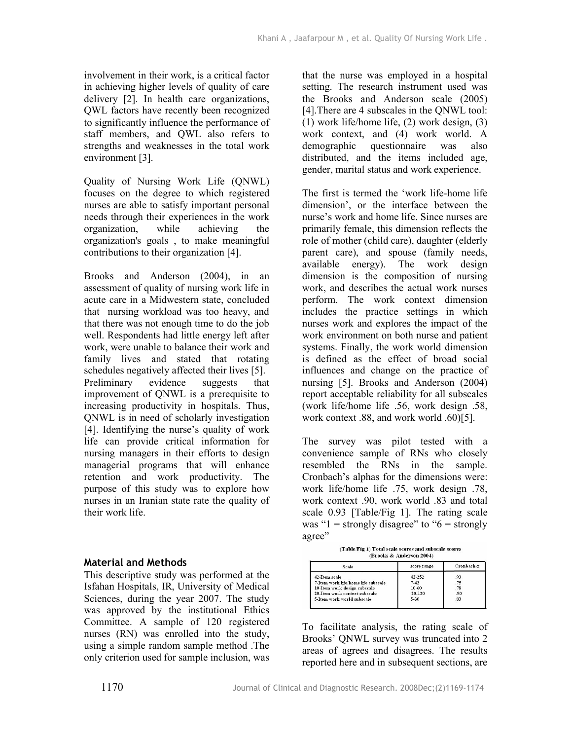involvement in their work, is a critical factor in achieving higher levels of quality of care delivery [2]. In health care organizations, QWL factors have recently been recognized to significantly influence the performance of staff members, and QWL also refers to strengths and weaknesses in the total work environment [3].

Quality of Nursing Work Life (QNWL) focuses on the degree to which registered nurses are able to satisfy important personal needs through their experiences in the work organization, while achieving the organization's goals , to make meaningful contributions to their organization [4].

Brooks and Anderson (2004), in an assessment of quality of nursing work life in acute care in a Midwestern state, concluded that nursing workload was too heavy, and that there was not enough time to do the job well. Respondents had little energy left after work, were unable to balance their work and family lives and stated that rotating schedules negatively affected their lives [5]. Preliminary evidence suggests that improvement of QNWL is a prerequisite to increasing productivity in hospitals. Thus, QNWL is in need of scholarly investigation [4]. Identifying the nurse's quality of work life can provide critical information for nursing managers in their efforts to design managerial programs that will enhance retention and work productivity. The purpose of this study was to explore how nurses in an Iranian state rate the quality of their work life.

## Material and Methods

This descriptive study was performed at the Isfahan Hospitals, IR, University of Medical Sciences, during the year 2007. The study was approved by the institutional Ethics Committee. A sample of 120 registered nurses (RN) was enrolled into the study, using a simple random sample method .The only criterion used for sample inclusion, was that the nurse was employed in a hospital setting. The research instrument used was the Brooks and Anderson scale (2005) [4].There are 4 subscales in the QNWL tool: (1) work life/home life, (2) work design, (3) work context, and (4) work world. A demographic questionnaire was also distributed, and the items included age, gender, marital status and work experience.

The first is termed the 'work life-home life dimension', or the interface between the nurse's work and home life. Since nurses are primarily female, this dimension reflects the role of mother (child care), daughter (elderly parent care), and spouse (family needs, available energy). The work design dimension is the composition of nursing work, and describes the actual work nurses perform. The work context dimension includes the practice settings in which nurses work and explores the impact of the work environment on both nurse and patient systems. Finally, the work world dimension is defined as the effect of broad social influences and change on the practice of nursing [5]. Brooks and Anderson (2004) report acceptable reliability for all subscales (work life/home life .56, work design .58, work context .88, and work world .60)[5].

The survey was pilot tested with a convenience sample of RNs who closely resembled the RNs in the sample. Cronbach's alphas for the dimensions were: work life/home life .75, work design .78, work context .90, work world .83 and total scale 0.93 [Table/Fig 1]. The rating scale was "1 = strongly disagree" to "6 = strongly agree"

(Table/Fig 1) Total scale scores and subscale scores (Brooks & Anderson 2004)

| Scale | score range | Cronbach α |
|---|---|---|
| 42-Item scale | 42-252 | .93 |
| 7-Item work life/home life subscale | 7-42 | .75 |
| 10-Item work design subscale | 10-60 | .78 |
| 20-Item work context subscale | 20-120 | .90 |
| 5-Item work world subscale | 5-30 | .83 |

To facilitate analysis, the rating scale of Brooks' QNWL survey was truncated into 2 areas of agrees and disagrees. The results reported here and in subsequent sections, are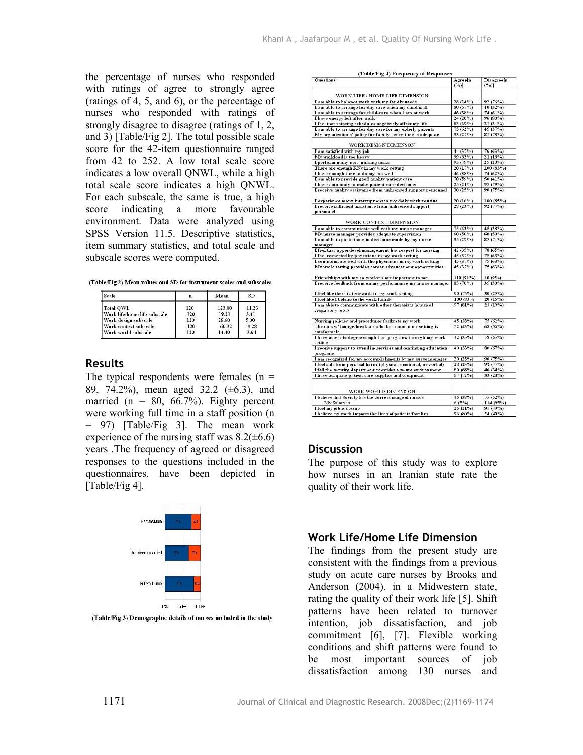the percentage of nurses who responded with ratings of agree to strongly agree (ratings of 4, 5, and 6), or the percentage of nurses who responded with ratings of strongly disagree to disagree (ratings of 1, 2, and 3) [Table/Fig 2]. The total possible scale score for the 42-item questionnaire ranged from 42 to 252. A low total scale score indicates a low overall QNWL, while a high total scale score indicates a high QNWL. For each subscale, the same is true, a high score indicating a more favourable environment. Data were analyzed using SPSS Version 11.5. Descriptive statistics, item summary statistics, and total scale and subscale scores were computed.

(Table/Fig 2) Mean values and SD for instrument scales and subscales

| Scale | n | Mean | SD |
|---|---|---|---|
| Total QWL | 120 | 123.00 | 11.23 |
| Work life/home life subscale | 120 | 19.21 | 3.41 |
| Work design subscale | 120 | 28.60 | 5.00 |
| Work context subscale | 120 | 60.32 | 9.28 |
| Work world subscale | 120 | 14.40 | 3.64 |

## Results

The typical respondents were females (n = 89, 74.2%), mean aged 32.2 (±6.3), and married (n = 80, 66.7%). Eighty percent were working full time in a staff position (n = 97) [Table/Fig 3]. The mean work experience of the nursing staff was 8.2(±6.6) years .The frequency of agreed or disagreed responses to the questions included in the questionnaires, have been depicted in [Table/Fig 4].

(Table/Fig 3) Demographic details of nurses included in the study

(Table/Fig 4) Frequency of Responses

| Questions | Agree[n (%)] | Disagree[n (%)] |
|---|---|---|
| WORK LIFE / HOME LIFE DIMENSION | | |
| I am able to balance work with my family needs | 28 (24%) | 92 (76%) |
| I am able to arrange for day care when my child is ill | 80 (67%) | 40 (32%) |
| I am able to arrange for child-care when I am at work | 46 (38%) | 74 (61%) |
| I have energy left after work | 24 (20%) | 96 (80%) |
| I feel that rotating schedules negatively affect my life | 83 (69%) | 37 (31%) |
| I am able to arrange for day care for my elderly parents | 75 (62%) | 45 (37%) |
| My organizations' policy for family–leave time is adequate | 33 (27%) | 87 (73%) |
| WORK DESIGN DIMENSON | | |
| I am satisfied with my job | 44 (37%) | 76 (63%) |
| My workload is too heavy | 99 (82%) | 21 (18%) |
| I perform many non- nursing tasks | 95 (79%) | 25 (20%) |
| There are enough RNs in my work setting | 20 (17%) | 100 (83%) |
| I have enough time to do my job well | 46 (38%) | 74 (62%) |
| I am able to provide good quality patient care | 70 (59%) | 50 (41%) |
| I have autonomy to make patient care decisions | 25 (21%) | 95 (79%) |
| I receive quality assistance from unlicensed support personnel | 30 (25%) | 90 (75%) |
| I experience many interruptions in my daily work routine | 20 (16%) | 100 (85%) |
| I receive sufficient assistance from unlicensed support personnel | 28 (23%) | 92 (77%) |
| WORK CONTEXT DIMENSION | | |
| I am able to communicate well with my nurse manager | 75 (62%) | 45 (38%) |
| My nurse manager provides adequate supervision | 60 (50%) | 60 (50%) |
| I am able to participate in decisions made by my nurse manager | 35 (29%) | 85 (71%) |
| I feel that upper-level management has respect for nursing | 42 (35%) | 78 (65%) |
| I feel respected by physicians in my work setting | 45 (37%) | 75 (63%) |
| I communicate well with the physicians in my work setting | 45 (37%) | 75 (63%) |
| My work setting provides career advancement opportunities | 45 (37%) | 75 (63%) |
| Friendships with my co-workers are important to me | 110 (91%) | 10 (9%) |
| I receive feedback from on my performance my nurse manager | 85 (70%) | 35 (30%) |
| I feel like there is teamwork in my work setting | 90 (75%) | 30 (25%) |
| I feel like I belong to the work family | 100 (83%) | 20 (16%) |
| I am able to communicate with other therapists (physical, respiratory, etc.) | 97 (81%) | 23 (19%) |
| Nursing policies and procedures facilitate my work | 45 (38%) | 75 (62%) |
| The nurses' lounge/break-area/locker room in my setting is comfortable | 52 (43%) | 68 (56%) |
| I have access to degree completion programs through my work setting | 42 (35%) | 78 (65%) |
| I receive support to attend in-services and continuing education programs | 40 (33%) | 80 (67%) |
| I am recognized for my accomplishments by my nurse manager | 30 (25%) | 90 (75%) |
| I feel safe from personal harm (physical, emotional, or verbal) | 28 (23%) | 92 (77%) |
| I fell the security department provides a secure environment | 80 (66%) | 40 (34%) |
| I have adequate patient care supplies and equipment | 87 (72%) | 33 (28%) |
| WORK WORLD DIMENSION | | |
| I believe that Society has the correct image of nurses | 45 (38%) | 75 (62%) |
| My Salary is | 6 (5%) | 114 (95%) |
| I feel my job is secure | 25 (21%) | 95 (79%) |
| I believe my work impacts the lives of patients/families | 96 (80%) | 24 (40%) |

## Discussion

The purpose of this study was to explore how nurses in an Iranian state rate the quality of their work life.

## Work Life/Home Life Dimension

The findings from the present study are consistent with the findings from a previous study on acute care nurses by Brooks and Anderson (2004), in a Midwestern state, rating the quality of their work life [5]. Shift patterns have been related to turnover intention, job dissatisfaction, and job commitment [6], [7]. Flexible working conditions and shift patterns were found to be most important sources of job dissatisfaction among 130 nurses and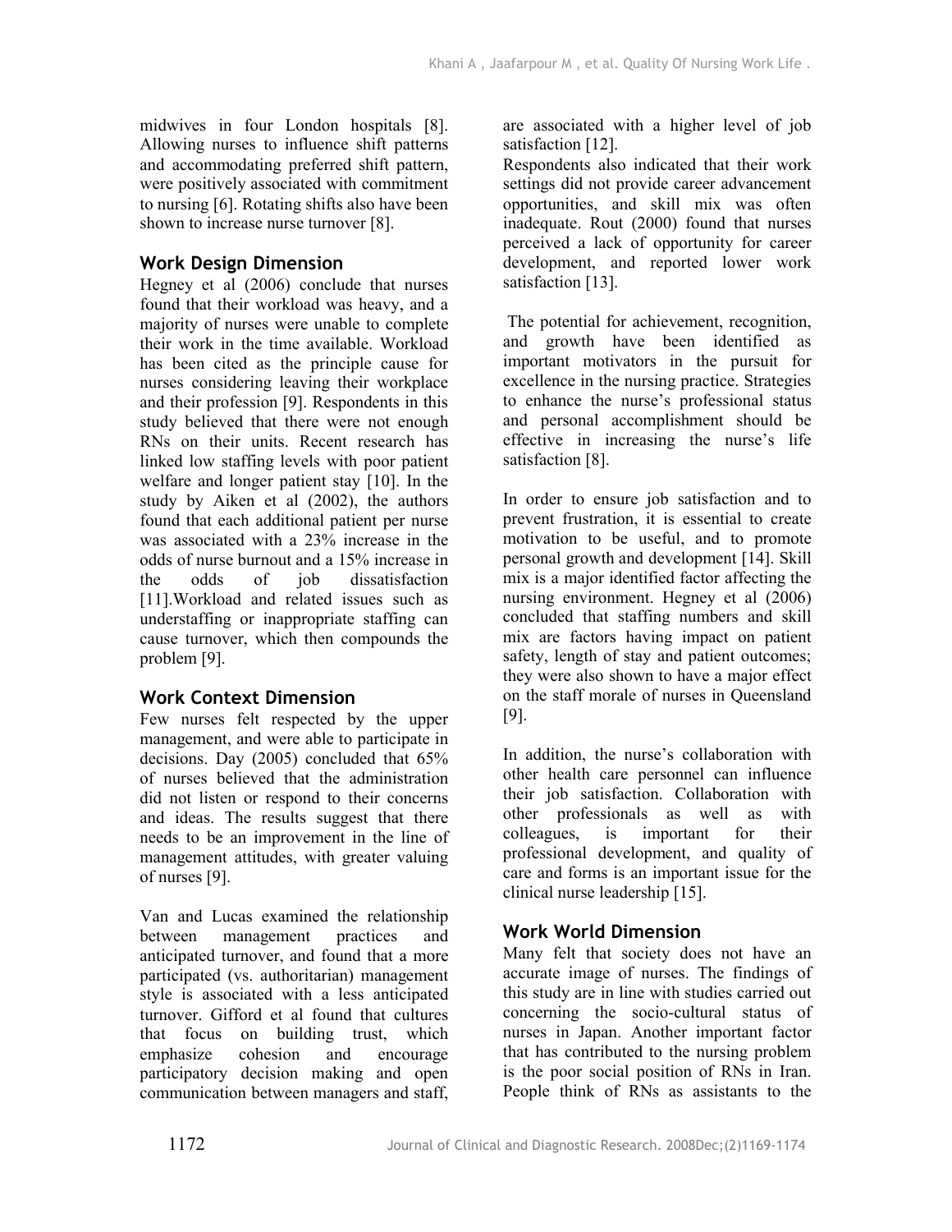midwives in four London hospitals [8]. Allowing nurses to influence shift patterns and accommodating preferred shift pattern, were positively associated with commitment to nursing [6]. Rotating shifts also have been shown to increase nurse turnover [8].

## Work Design Dimension

Hegney et al (2006) conclude that nurses found that their workload was heavy, and a majority of nurses were unable to complete their work in the time available. Workload has been cited as the principle cause for nurses considering leaving their workplace and their profession [9]. Respondents in this study believed that there were not enough RNs on their units. Recent research has linked low staffing levels with poor patient welfare and longer patient stay [10]. In the study by Aiken et al (2002), the authors found that each additional patient per nurse was associated with a 23% increase in the odds of nurse burnout and a 15% increase in the odds of job dissatisfaction [11].Workload and related issues such as understaffing or inappropriate staffing can cause turnover, which then compounds the problem [9].

## Work Context Dimension

Few nurses felt respected by the upper management, and were able to participate in decisions. Day (2005) concluded that 65% of nurses believed that the administration did not listen or respond to their concerns and ideas. The results suggest that there needs to be an improvement in the line of management attitudes, with greater valuing of nurses [9].

Van and Lucas examined the relationship between management practices and anticipated turnover, and found that a more participated (vs. authoritarian) management style is associated with a less anticipated turnover. Gifford et al found that cultures that focus on building trust, which emphasize cohesion and encourage participatory decision making and open communication between managers and staff, are associated with a higher level of job satisfaction [12].

Respondents also indicated that their work settings did not provide career advancement opportunities, and skill mix was often inadequate. Rout (2000) found that nurses perceived a lack of opportunity for career development, and reported lower work satisfaction [13].

The potential for achievement, recognition, and growth have been identified as important motivators in the pursuit for excellence in the nursing practice. Strategies to enhance the nurse's professional status and personal accomplishment should be effective in increasing the nurse's life satisfaction [8].

In order to ensure job satisfaction and to prevent frustration, it is essential to create motivation to be useful, and to promote personal growth and development [14]. Skill mix is a major identified factor affecting the nursing environment. Hegney et al (2006) concluded that staffing numbers and skill mix are factors having impact on patient safety, length of stay and patient outcomes; they were also shown to have a major effect on the staff morale of nurses in Queensland [9].

In addition, the nurse's collaboration with other health care personnel can influence their job satisfaction. Collaboration with other professionals as well as with colleagues, is important for their professional development, and quality of care and forms is an important issue for the clinical nurse leadership [15].

## Work World Dimension

Many felt that society does not have an accurate image of nurses. The findings of this study are in line with studies carried out concerning the socio-cultural status of nurses in Japan. Another important factor that has contributed to the nursing problem is the poor social position of RNs in Iran. People think of RNs as assistants to the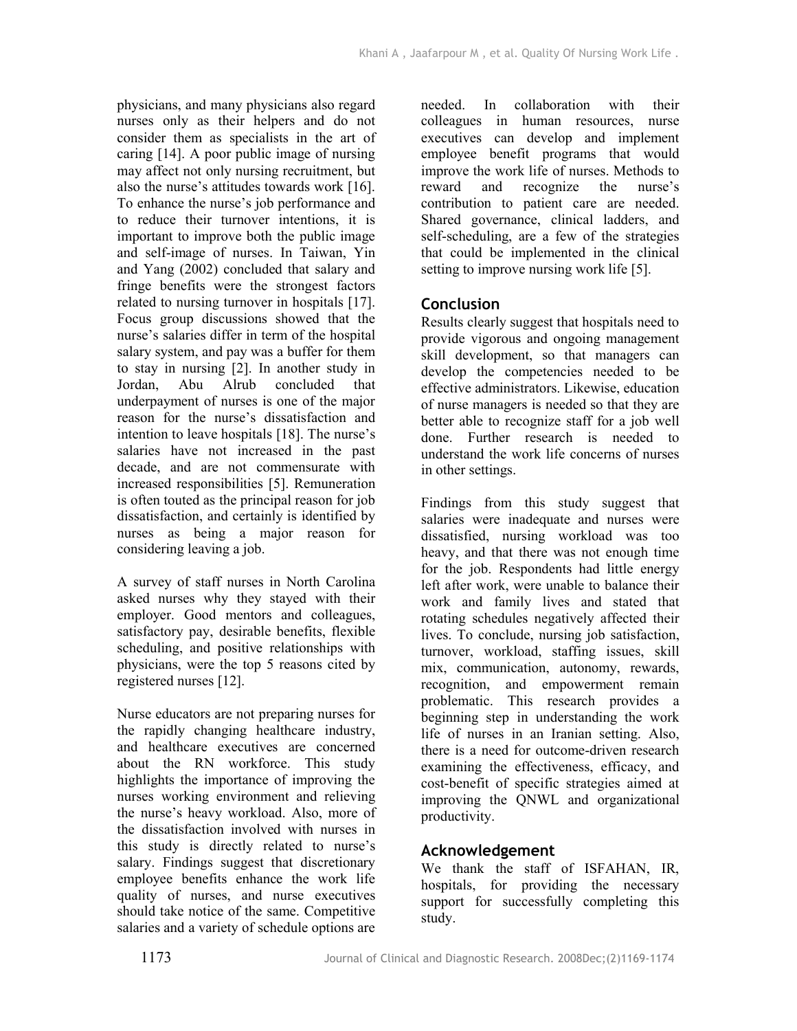physicians, and many physicians also regard nurses only as their helpers and do not consider them as specialists in the art of caring [14]. A poor public image of nursing may affect not only nursing recruitment, but also the nurse's attitudes towards work [16]. To enhance the nurse's job performance and to reduce their turnover intentions, it is important to improve both the public image and self-image of nurses. In Taiwan, Yin and Yang (2002) concluded that salary and fringe benefits were the strongest factors related to nursing turnover in hospitals [17]. Focus group discussions showed that the nurse's salaries differ in term of the hospital salary system, and pay was a buffer for them to stay in nursing [2]. In another study in Jordan, Abu Alrub concluded that underpayment of nurses is one of the major reason for the nurse's dissatisfaction and intention to leave hospitals [18]. The nurse's salaries have not increased in the past decade, and are not commensurate with increased responsibilities [5]. Remuneration is often touted as the principal reason for job dissatisfaction, and certainly is identified by nurses as being a major reason for considering leaving a job.

A survey of staff nurses in North Carolina asked nurses why they stayed with their employer. Good mentors and colleagues, satisfactory pay, desirable benefits, flexible scheduling, and positive relationships with physicians, were the top 5 reasons cited by registered nurses [12].

Nurse educators are not preparing nurses for the rapidly changing healthcare industry, and healthcare executives are concerned about the RN workforce. This study highlights the importance of improving the nurses working environment and relieving the nurse's heavy workload. Also, more of the dissatisfaction involved with nurses in this study is directly related to nurse's salary. Findings suggest that discretionary employee benefits enhance the work life quality of nurses, and nurse executives should take notice of the same. Competitive salaries and a variety of schedule options are needed. In collaboration with their colleagues in human resources, nurse executives can develop and implement employee benefit programs that would improve the work life of nurses. Methods to reward and recognize the nurse's contribution to patient care are needed. Shared governance, clinical ladders, and self-scheduling, are a few of the strategies that could be implemented in the clinical setting to improve nursing work life [5].

## Conclusion

Results clearly suggest that hospitals need to provide vigorous and ongoing management skill development, so that managers can develop the competencies needed to be effective administrators. Likewise, education of nurse managers is needed so that they are better able to recognize staff for a job well done. Further research is needed to understand the work life concerns of nurses in other settings.

Findings from this study suggest that salaries were inadequate and nurses were dissatisfied, nursing workload was too heavy, and that there was not enough time for the job. Respondents had little energy left after work, were unable to balance their work and family lives and stated that rotating schedules negatively affected their lives. To conclude, nursing job satisfaction, turnover, workload, staffing issues, skill mix, communication, autonomy, rewards, recognition, and empowerment remain problematic. This research provides a beginning step in understanding the work life of nurses in an Iranian setting. Also, there is a need for outcome-driven research examining the effectiveness, efficacy, and cost-benefit of specific strategies aimed at improving the QNWL and organizational productivity.

## Acknowledgement

We thank the staff of ISFAHAN, IR, hospitals, for providing the necessary support for successfully completing this study.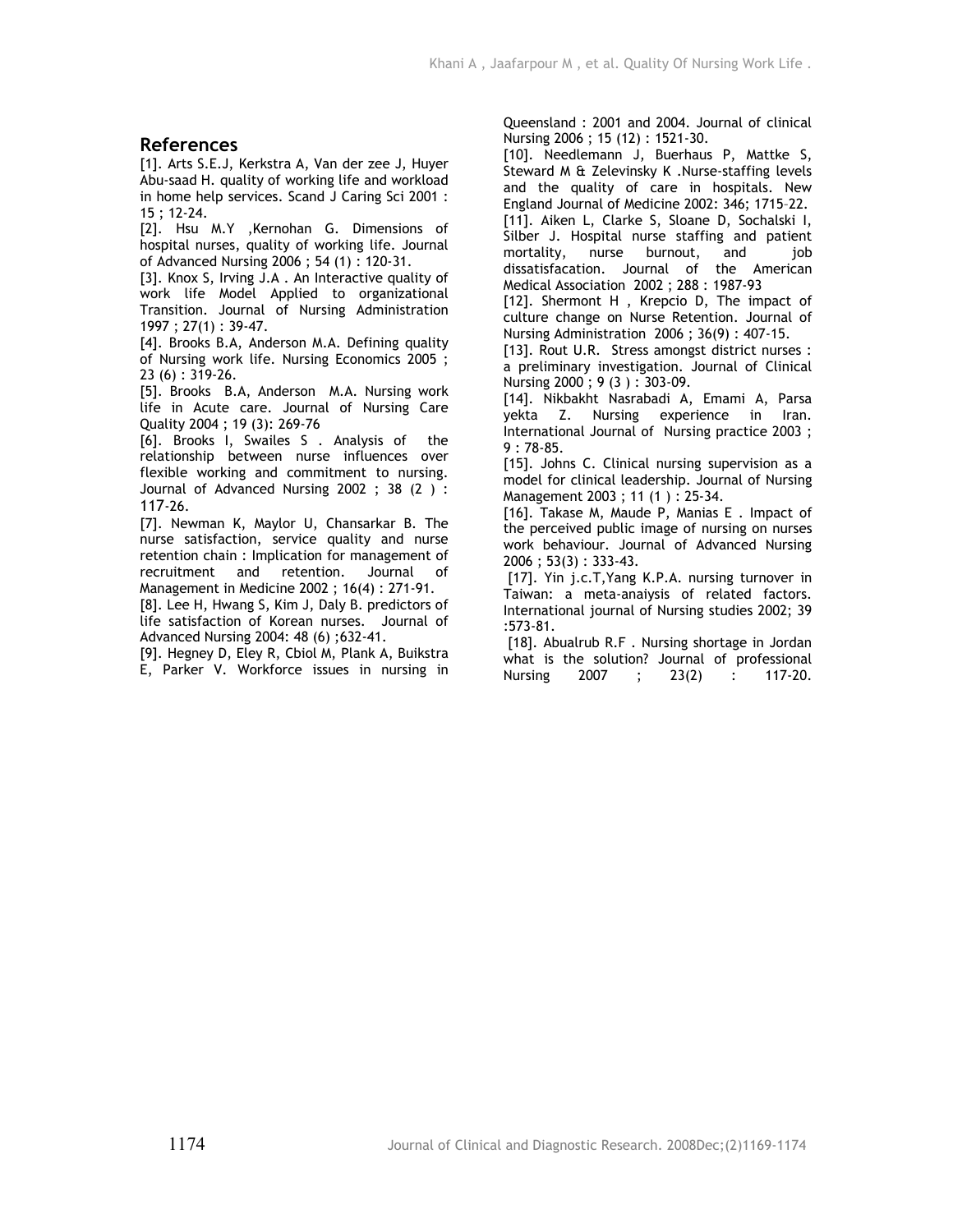## References

[1]. Arts S.E.J, Kerkstra A, Van der zee J, Huyer Abu-saad H. quality of working life and workload in home help services. Scand J Caring Sci 2001 : 15 ; 12-24.

[2]. Hsu M.Y ,Kernohan G. Dimensions of hospital nurses, quality of working life. Journal of Advanced Nursing 2006 ; 54 (1) : 120-31.

[3]. Knox S, Irving J.A . An Interactive quality of work life Model Applied to organizational Transition. Journal of Nursing Administration 1997 ; 27(1) : 39-47.

[4]. Brooks B.A, Anderson M.A. Defining quality of Nursing work life. Nursing Economics 2005 ; 23 (6) : 319-26.

[5]. Brooks B.A, Anderson M.A. Nursing work life in Acute care. Journal of Nursing Care Quality 2004 ; 19 (3): 269-76

[6]. Brooks I, Swailes S . Analysis of the relationship between nurse influences over flexible working and commitment to nursing. Journal of Advanced Nursing 2002 ; 38 (2 ) : 117-26.

[7]. Newman K, Maylor U, Chansarkar B. The nurse satisfaction, service quality and nurse retention chain : Implication for management of recruitment and retention. Journal of Management in Medicine 2002 ; 16(4) : 271-91.

[8]. Lee H, Hwang S, Kim J, Daly B. predictors of life satisfaction of Korean nurses. Journal of Advanced Nursing 2004: 48 (6) ;632-41.

[9]. Hegney D, Eley R, Cbiol M, Plank A, Buikstra E, Parker V. Workforce issues in nursing in Queensland : 2001 and 2004. Journal of clinical Nursing 2006 ; 15 (12) : 1521-30.

[10]. Needlemann J, Buerhaus P, Mattke S, Steward M & Zelevinsky K .Nurse-staffing levels and the quality of care in hospitals. New England Journal of Medicine 2002: 346; 1715–22.

[11]. Aiken L, Clarke S, Sloane D, Sochalski I, Silber J. Hospital nurse staffing and patient mortality, nurse burnout, and job dissatisfacation. Journal of the American Medical Association 2002 ; 288 : 1987-93

[12]. Shermont H , Krepcio D, The impact of culture change on Nurse Retention. Journal of Nursing Administration 2006 ; 36(9) : 407-15.

[13]. Rout U.R. Stress amongst district nurses : a preliminary investigation. Journal of Clinical Nursing 2000 ; 9 (3 ) : 303-09.

[14]. Nikbakht Nasrabadi A, Emami A, Parsa yekta Z. Nursing experience in Iran. International Journal of Nursing practice 2003 ; 9 : 78-85.

[15]. Johns C. Clinical nursing supervision as a model for clinical leadership. Journal of Nursing Management 2003 ; 11 (1 ) : 25-34.

[16]. Takase M, Maude P, Manias E . Impact of the perceived public image of nursing on nurses work behaviour. Journal of Advanced Nursing 2006 ; 53(3) : 333-43.

[17]. Yin j.c.T,Yang K.P.A. nursing turnover in Taiwan: a meta-anaiysis of related factors. International journal of Nursing studies 2002; 39 :573-81.

[18]. Abualrub R.F . Nursing shortage in Jordan what is the solution? Journal of professional Nursing 2007 ; 23(2) : 117-20.